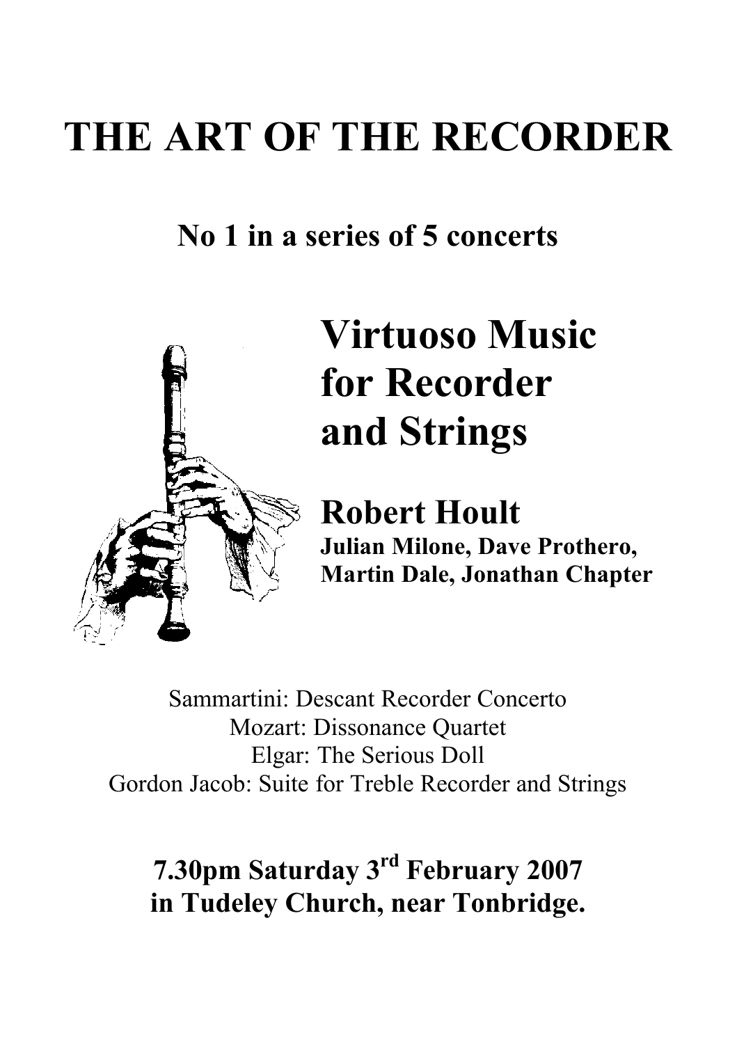# THE ART OF THE RECORDER

## No 1 in a series of 5 concerts

# Virtuoso Music for Recorder and Strings

## Robert Hoult

**Julian Milone, Dave Prothero, Martin Dale, Jonathan Chapter**

Sammartini: Descant Recorder Concerto
Mozart: Dissonance Quartet
Elgar: The Serious Doll
Gordon Jacob: Suite for Treble Recorder and Strings

**7.30pm Saturday 3rd February 2007**
**in Tudeley Church, near Tonbridge.**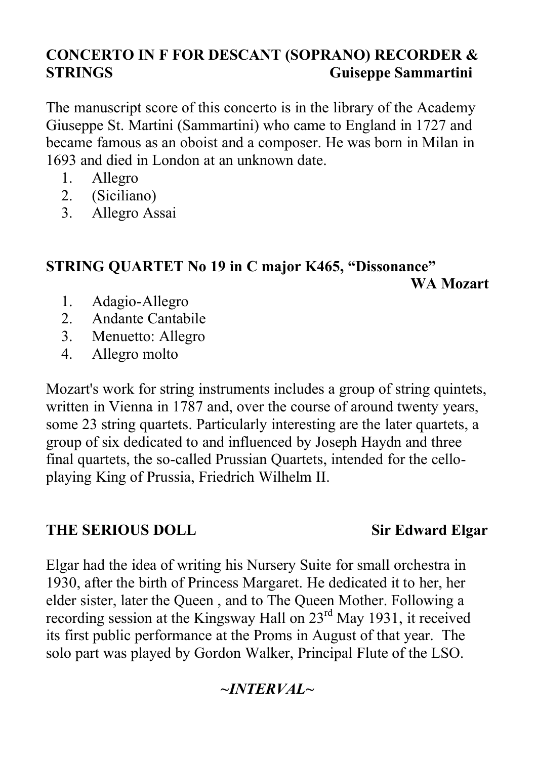**CONCERTO IN F FOR DESCANT (SOPRANO) RECORDER & STRINGS** **Guiseppe Sammartini**

The manuscript score of this concerto is in the library of the Academy Giuseppe St. Martini (Sammartini) who came to England in 1727 and became famous as an oboist and a composer. He was born in Milan in 1693 and died in London at an unknown date.

1. Allegro
2. (Siciliano)
3. Allegro Assai

**STRING QUARTET No 19 in C major K465, "Dissonance"** **WA Mozart**

1. Adagio-Allegro
2. Andante Cantabile
3. Menuetto: Allegro
4. Allegro molto

Mozart's work for string instruments includes a group of string quintets, written in Vienna in 1787 and, over the course of around twenty years, some 23 string quartets. Particularly interesting are the later quartets, a group of six dedicated to and influenced by Joseph Haydn and three final quartets, the so-called Prussian Quartets, intended for the cello-playing King of Prussia, Friedrich Wilhelm II.

**THE SERIOUS DOLL** **Sir Edward Elgar**

Elgar had the idea of writing his Nursery Suite for small orchestra in 1930, after the birth of Princess Margaret. He dedicated it to her, her elder sister, later the Queen , and to The Queen Mother. Following a recording session at the Kingsway Hall on 23rd May 1931, it received its first public performance at the Proms in August of that year. The solo part was played by Gordon Walker, Principal Flute of the LSO.

*~INTERVAL~*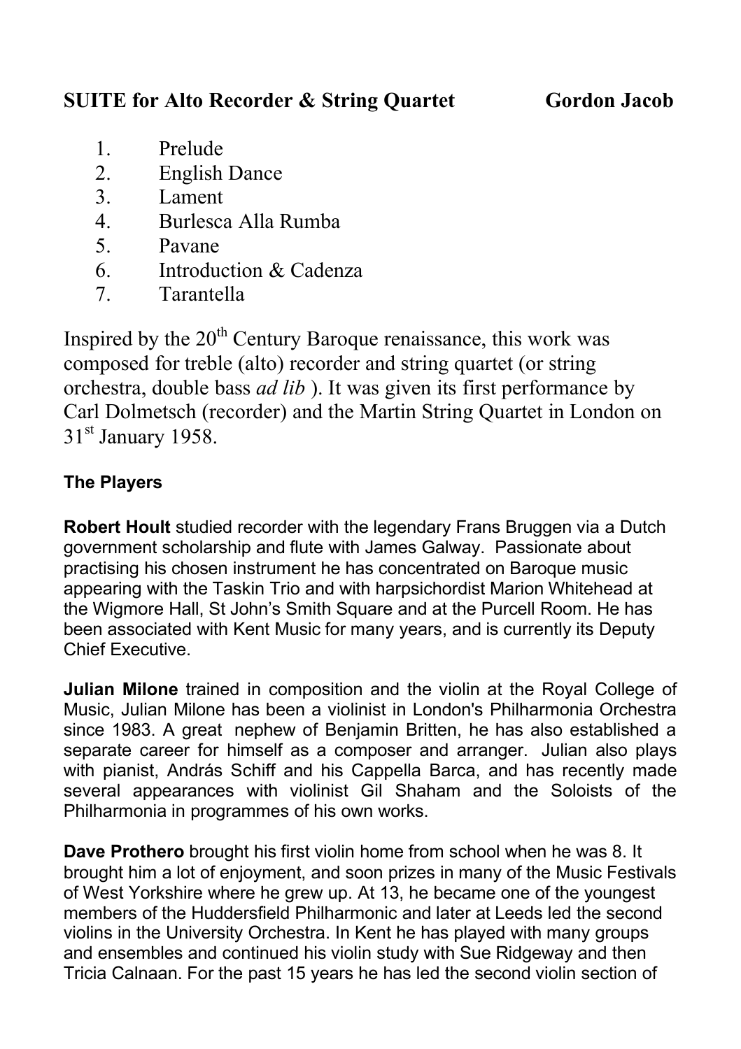**SUITE for Alto Recorder & String Quartet Gordon Jacob**

1. Prelude
2. English Dance
3. Lament
4. Burlesca Alla Rumba
5. Pavane
6. Introduction & Cadenza
7. Tarantella

Inspired by the 20th Century Baroque renaissance, this work was composed for treble (alto) recorder and string quartet (or string orchestra, double bass *ad lib* ). It was given its first performance by Carl Dolmetsch (recorder) and the Martin String Quartet in London on 31st January 1958.

**The Players**

**Robert Hoult** studied recorder with the legendary Frans Bruggen via a Dutch government scholarship and flute with James Galway. Passionate about practising his chosen instrument he has concentrated on Baroque music appearing with the Taskin Trio and with harpsichordist Marion Whitehead at the Wigmore Hall, St John's Smith Square and at the Purcell Room. He has been associated with Kent Music for many years, and is currently its Deputy Chief Executive.

**Julian Milone** trained in composition and the violin at the Royal College of Music, Julian Milone has been a violinist in London's Philharmonia Orchestra since 1983. A great nephew of Benjamin Britten, he has also established a separate career for himself as a composer and arranger. Julian also plays with pianist, András Schiff and his Cappella Barca, and has recently made several appearances with violinist Gil Shaham and the Soloists of the Philharmonia in programmes of his own works.

**Dave Prothero** brought his first violin home from school when he was 8. It brought him a lot of enjoyment, and soon prizes in many of the Music Festivals of West Yorkshire where he grew up. At 13, he became one of the youngest members of the Huddersfield Philharmonic and later at Leeds led the second violins in the University Orchestra. In Kent he has played with many groups and ensembles and continued his violin study with Sue Ridgeway and then Tricia Calnaan. For the past 15 years he has led the second violin section of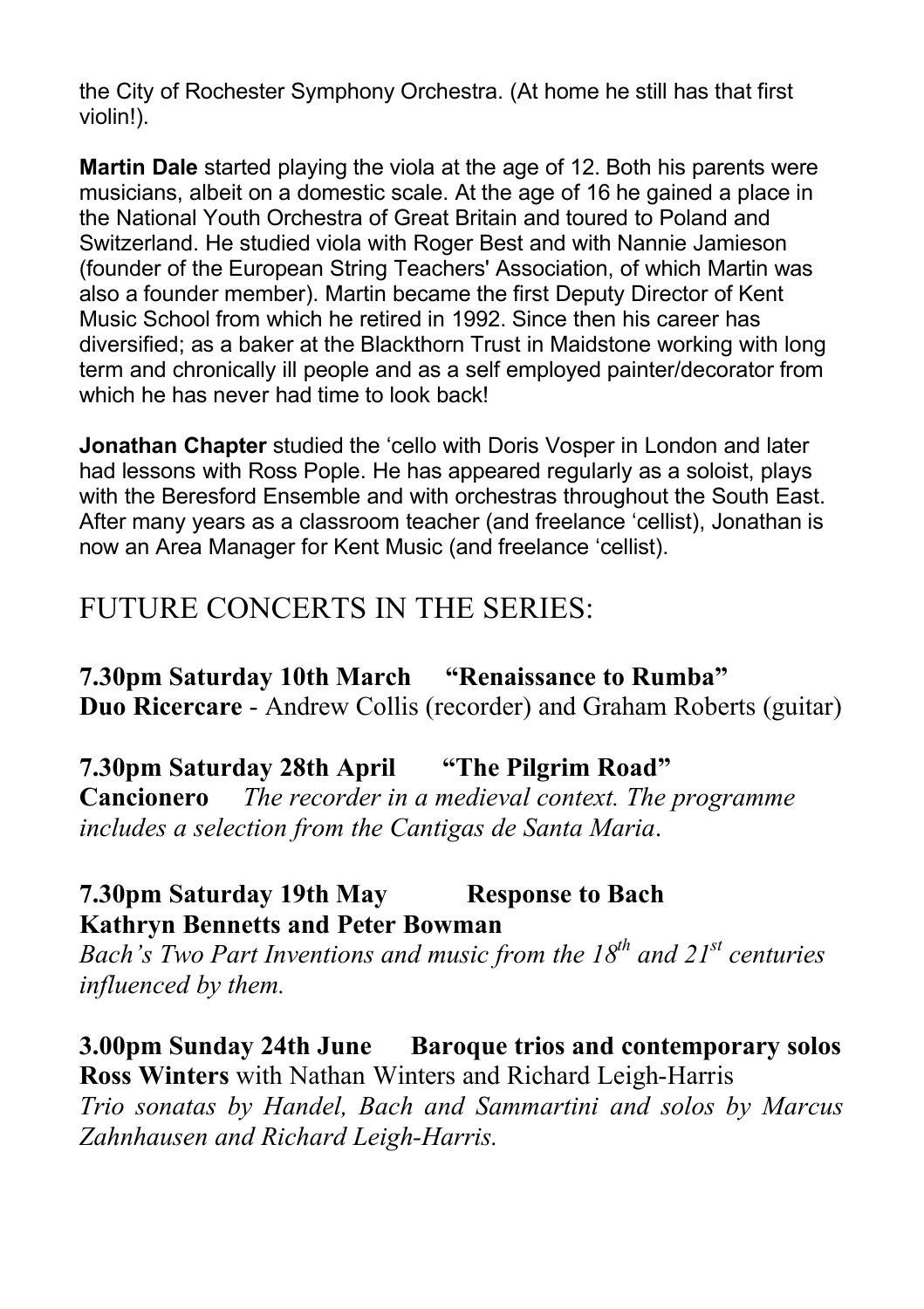the City of Rochester Symphony Orchestra. (At home he still has that first violin!).

**Martin Dale** started playing the viola at the age of 12. Both his parents were musicians, albeit on a domestic scale. At the age of 16 he gained a place in the National Youth Orchestra of Great Britain and toured to Poland and Switzerland. He studied viola with Roger Best and with Nannie Jamieson (founder of the European String Teachers' Association, of which Martin was also a founder member). Martin became the first Deputy Director of Kent Music School from which he retired in 1992. Since then his career has diversified; as a baker at the Blackthorn Trust in Maidstone working with long term and chronically ill people and as a self employed painter/decorator from which he has never had time to look back!

**Jonathan Chapter** studied the 'cello with Doris Vosper in London and later had lessons with Ross Pople. He has appeared regularly as a soloist, plays with the Beresford Ensemble and with orchestras throughout the South East. After many years as a classroom teacher (and freelance 'cellist), Jonathan is now an Area Manager for Kent Music (and freelance 'cellist).

## FUTURE CONCERTS IN THE SERIES:

**7.30pm Saturday 10th March "Renaissance to Rumba"**
**Duo Ricercare** - Andrew Collis (recorder) and Graham Roberts (guitar)

**7.30pm Saturday 28th April "The Pilgrim Road"**
**Cancionero** *The recorder in a medieval context. The programme includes a selection from the Cantigas de Santa Maria.*

**7.30pm Saturday 19th May Response to Bach**
**Kathryn Bennetts and Peter Bowman**
*Bach's Two Part Inventions and music from the 18th and 21st centuries influenced by them.*

**3.00pm Sunday 24th June Baroque trios and contemporary solos**
**Ross Winters** with Nathan Winters and Richard Leigh-Harris
*Trio sonatas by Handel, Bach and Sammartini and solos by Marcus Zahnhausen and Richard Leigh-Harris.*